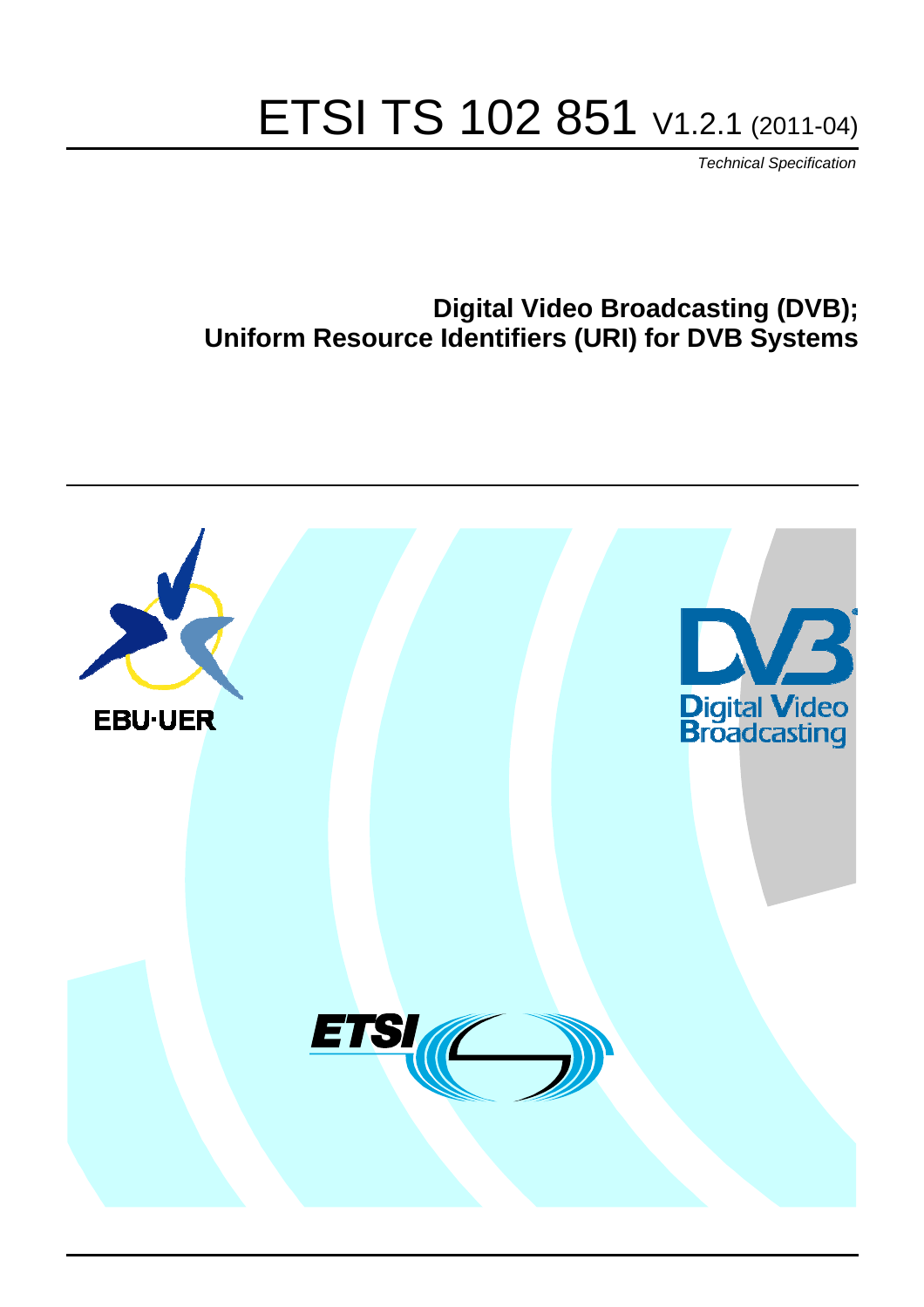# ETSI TS 102 851 V1.2.1 (2011-04)

*Technical Specification*

## Digital Video Broadcasting (DVB); Uniform Resource Identifiers (URI) for DVB Systems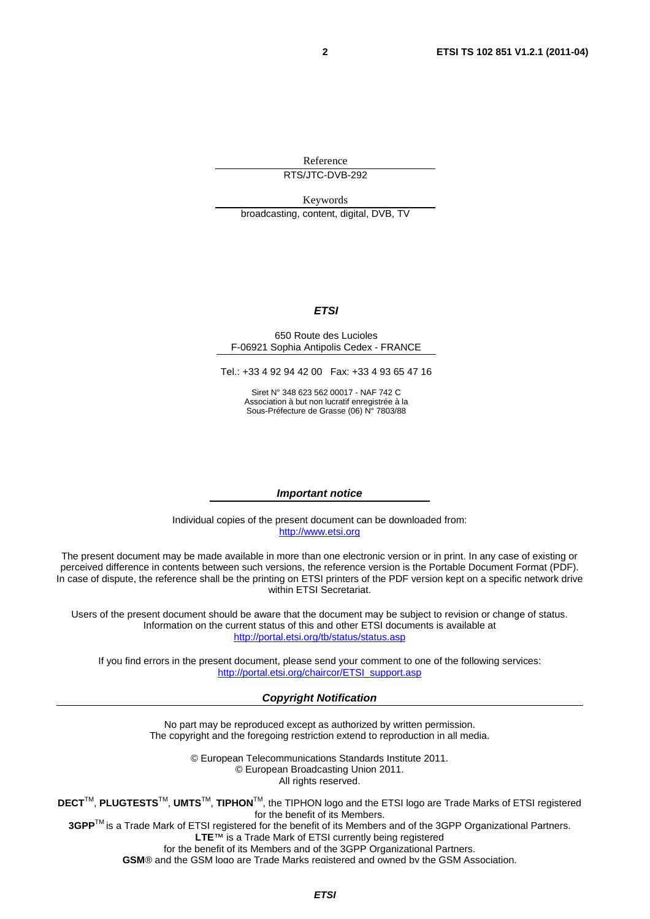Reference

RTS/JTC-DVB-292

Keywords

broadcasting, content, digital, DVB, TV

***ETSI***

650 Route des Lucioles
F-06921 Sophia Antipolis Cedex - FRANCE

Tel.: +33 4 92 94 42 00 Fax: +33 4 93 65 47 16

Siret N° 348 623 562 00017 - NAF 742 C
Association à but non lucratif enregistrée à la
Sous-Préfecture de Grasse (06) N° 7803/88

***Important notice***

Individual copies of the present document can be downloaded from:
http://www.etsi.org

The present document may be made available in more than one electronic version or in print. In any case of existing or perceived difference in contents between such versions, the reference version is the Portable Document Format (PDF). In case of dispute, the reference shall be the printing on ETSI printers of the PDF version kept on a specific network drive within ETSI Secretariat.

Users of the present document should be aware that the document may be subject to revision or change of status. Information on the current status of this and other ETSI documents is available at
http://portal.etsi.org/tb/status/status.asp

If you find errors in the present document, please send your comment to one of the following services:
http://portal.etsi.org/chaircor/ETSI_support.asp

***Copyright Notification***

No part may be reproduced except as authorized by written permission.
The copyright and the foregoing restriction extend to reproduction in all media.

© European Telecommunications Standards Institute 2011.
© European Broadcasting Union 2011.
All rights reserved.

**DECT**™, **PLUGTESTS**™, **UMTS**™, **TIPHON**™, the TIPHON logo and the ETSI logo are Trade Marks of ETSI registered for the benefit of its Members.
**3GPP**™ is a Trade Mark of ETSI registered for the benefit of its Members and of the 3GPP Organizational Partners.
**LTE**™ is a Trade Mark of ETSI currently being registered
for the benefit of its Members and of the 3GPP Organizational Partners.
**GSM**® and the GSM logo are Trade Marks registered and owned by the GSM Association.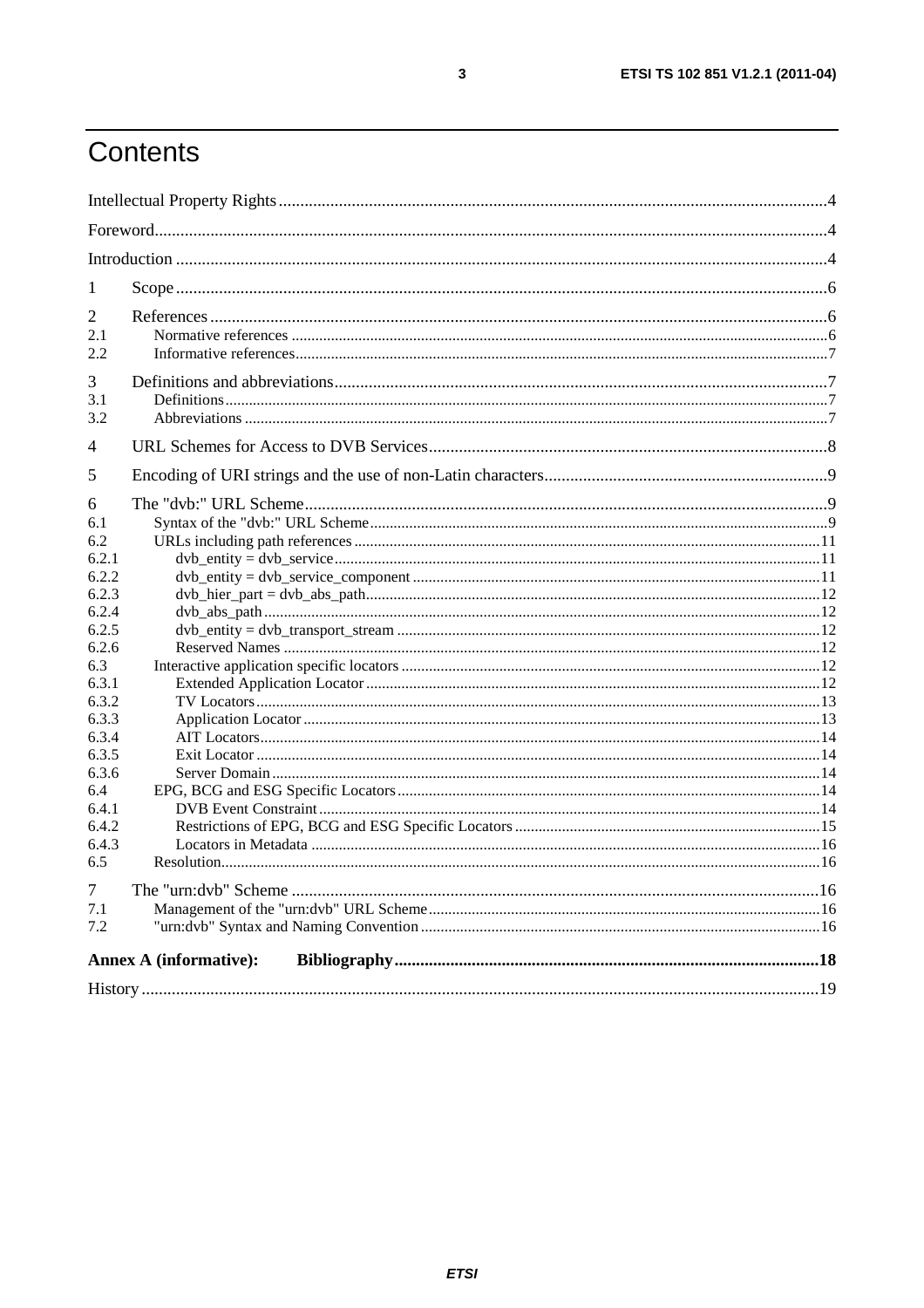# Contents

Intellectual Property Rights ........ 4

Foreword ........ 4

Introduction ........ 4

1 Scope ........ 6

2 References ........ 6

2.1 Normative references ........ 6

2.2 Informative references ........ 7

3 Definitions and abbreviations ........ 7

3.1 Definitions ........ 7

3.2 Abbreviations ........ 7

4 URL Schemes for Access to DVB Services ........ 8

5 Encoding of URI strings and the use of non-Latin characters ........ 9

6 The "dvb:" URL Scheme ........ 9

6.1 Syntax of the "dvb:" URL Scheme ........ 9

6.2 URLs including path references ........ 11

6.2.1 dvb_entity = dvb_service ........ 11

6.2.2 dvb_entity = dvb_service_component ........ 11

6.2.3 dvb_hier_part = dvb_abs_path ........ 12

6.2.4 dvb_abs_path ........ 12

6.2.5 dvb_entity = dvb_transport_stream ........ 12

6.2.6 Reserved Names ........ 12

6.3 Interactive application specific locators ........ 12

6.3.1 Extended Application Locator ........ 12

6.3.2 TV Locators ........ 13

6.3.3 Application Locator ........ 13

6.3.4 AIT Locators ........ 14

6.3.5 Exit Locator ........ 14

6.3.6 Server Domain ........ 14

6.4 EPG, BCG and ESG Specific Locators ........ 14

6.4.1 DVB Event Constraint ........ 14

6.4.2 Restrictions of EPG, BCG and ESG Specific Locators ........ 15

6.4.3 Locators in Metadata ........ 16

6.5 Resolution ........ 16

7 The "urn:dvb" Scheme ........ 16

7.1 Management of the "urn:dvb" URL Scheme ........ 16

7.2 "urn:dvb" Syntax and Naming Convention ........ 16

**Annex A (informative): Bibliography** ........ 18

History ........ 19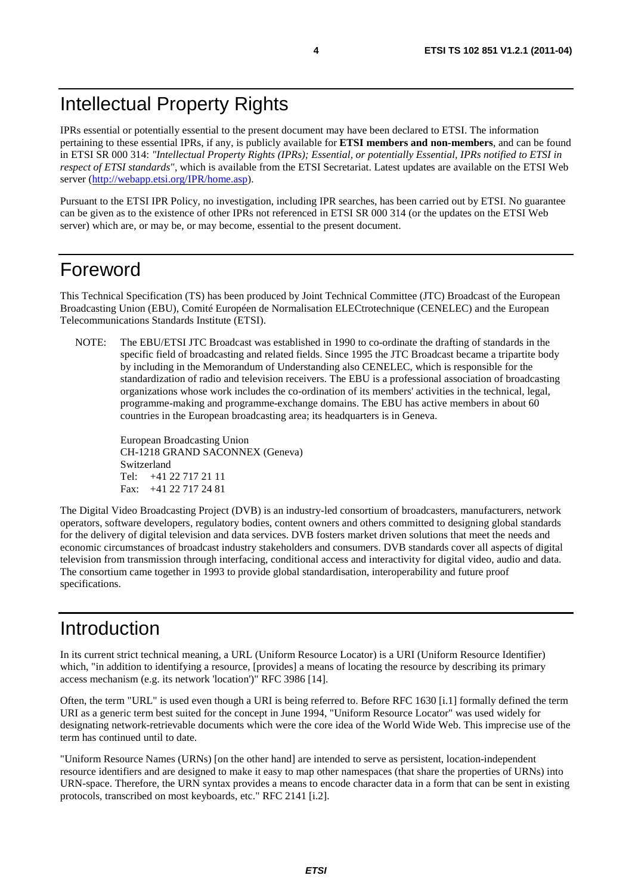# Intellectual Property Rights

IPRs essential or potentially essential to the present document may have been declared to ETSI. The information pertaining to these essential IPRs, if any, is publicly available for **ETSI members and non-members**, and can be found in ETSI SR 000 314: *"Intellectual Property Rights (IPRs); Essential, or potentially Essential, IPRs notified to ETSI in respect of ETSI standards"*, which is available from the ETSI Secretariat. Latest updates are available on the ETSI Web server (http://webapp.etsi.org/IPR/home.asp).

Pursuant to the ETSI IPR Policy, no investigation, including IPR searches, has been carried out by ETSI. No guarantee can be given as to the existence of other IPRs not referenced in ETSI SR 000 314 (or the updates on the ETSI Web server) which are, or may be, or may become, essential to the present document.

# Foreword

This Technical Specification (TS) has been produced by Joint Technical Committee (JTC) Broadcast of the European Broadcasting Union (EBU), Comité Européen de Normalisation ELECtrotechnique (CENELEC) and the European Telecommunications Standards Institute (ETSI).

NOTE: The EBU/ETSI JTC Broadcast was established in 1990 to co-ordinate the drafting of standards in the specific field of broadcasting and related fields. Since 1995 the JTC Broadcast became a tripartite body by including in the Memorandum of Understanding also CENELEC, which is responsible for the standardization of radio and television receivers. The EBU is a professional association of broadcasting organizations whose work includes the co-ordination of its members' activities in the technical, legal, programme-making and programme-exchange domains. The EBU has active members in about 60 countries in the European broadcasting area; its headquarters is in Geneva.

European Broadcasting Union
CH-1218 GRAND SACONNEX (Geneva)
Switzerland
Tel: +41 22 717 21 11
Fax: +41 22 717 24 81

The Digital Video Broadcasting Project (DVB) is an industry-led consortium of broadcasters, manufacturers, network operators, software developers, regulatory bodies, content owners and others committed to designing global standards for the delivery of digital television and data services. DVB fosters market driven solutions that meet the needs and economic circumstances of broadcast industry stakeholders and consumers. DVB standards cover all aspects of digital television from transmission through interfacing, conditional access and interactivity for digital video, audio and data. The consortium came together in 1993 to provide global standardisation, interoperability and future proof specifications.

# Introduction

In its current strict technical meaning, a URL (Uniform Resource Locator) is a URI (Uniform Resource Identifier) which, "in addition to identifying a resource, [provides] a means of locating the resource by describing its primary access mechanism (e.g. its network 'location')" RFC 3986 [14].

Often, the term "URL" is used even though a URI is being referred to. Before RFC 1630 [i.1] formally defined the term URI as a generic term best suited for the concept in June 1994, "Uniform Resource Locator" was used widely for designating network-retrievable documents which were the core idea of the World Wide Web. This imprecise use of the term has continued until to date.

"Uniform Resource Names (URNs) [on the other hand] are intended to serve as persistent, location-independent resource identifiers and are designed to make it easy to map other namespaces (that share the properties of URNs) into URN-space. Therefore, the URN syntax provides a means to encode character data in a form that can be sent in existing protocols, transcribed on most keyboards, etc." RFC 2141 [i.2].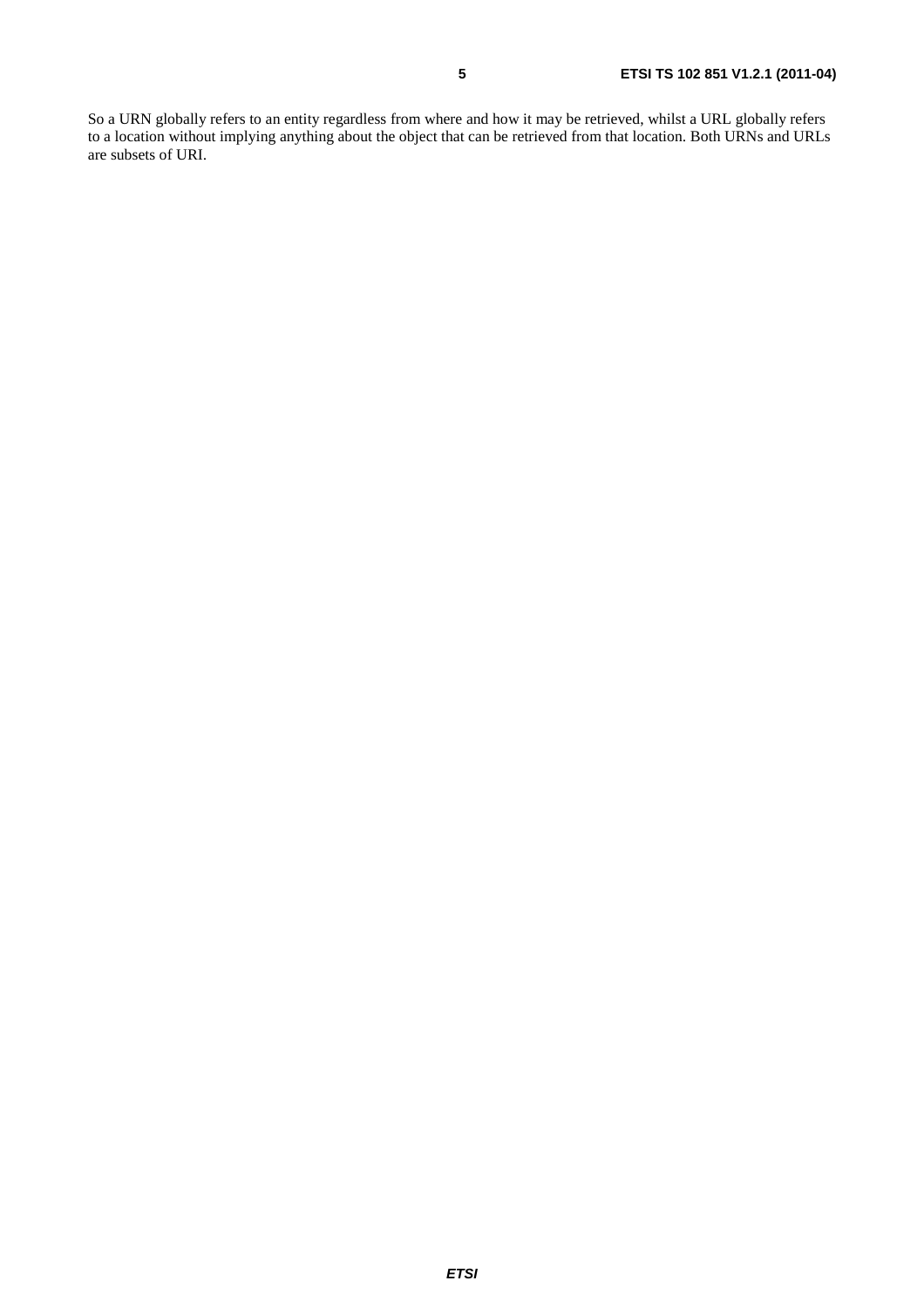So a URN globally refers to an entity regardless from where and how it may be retrieved, whilst a URL globally refers to a location without implying anything about the object that can be retrieved from that location. Both URNs and URLs are subsets of URI.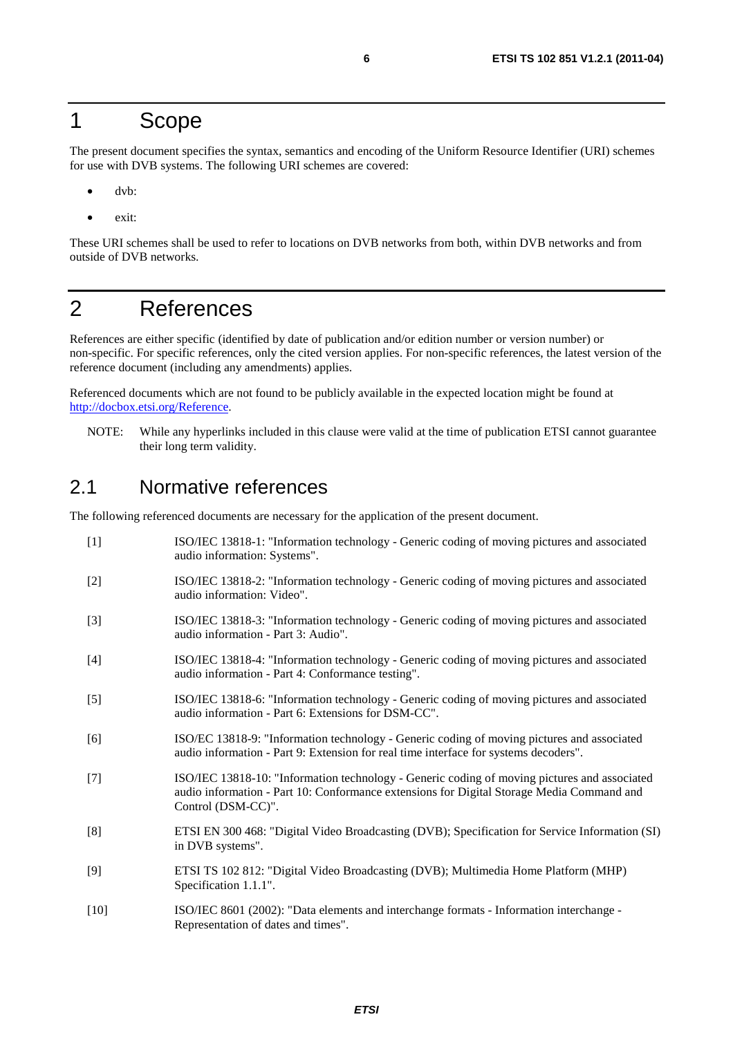# 1 Scope

The present document specifies the syntax, semantics and encoding of the Uniform Resource Identifier (URI) schemes for use with DVB systems. The following URI schemes are covered:

- dvb:
- exit:

These URI schemes shall be used to refer to locations on DVB networks from both, within DVB networks and from outside of DVB networks.

# 2 References

References are either specific (identified by date of publication and/or edition number or version number) or non-specific. For specific references, only the cited version applies. For non-specific references, the latest version of the reference document (including any amendments) applies.

Referenced documents which are not found to be publicly available in the expected location might be found at http://docbox.etsi.org/Reference.

NOTE: While any hyperlinks included in this clause were valid at the time of publication ETSI cannot guarantee their long term validity.

## 2.1 Normative references

The following referenced documents are necessary for the application of the present document.

[1] ISO/IEC 13818-1: "Information technology - Generic coding of moving pictures and associated audio information: Systems".

[2] ISO/IEC 13818-2: "Information technology - Generic coding of moving pictures and associated audio information: Video".

[3] ISO/IEC 13818-3: "Information technology - Generic coding of moving pictures and associated audio information - Part 3: Audio".

[4] ISO/IEC 13818-4: "Information technology - Generic coding of moving pictures and associated audio information - Part 4: Conformance testing".

[5] ISO/IEC 13818-6: "Information technology - Generic coding of moving pictures and associated audio information - Part 6: Extensions for DSM-CC".

[6] ISO/EC 13818-9: "Information technology - Generic coding of moving pictures and associated audio information - Part 9: Extension for real time interface for systems decoders".

[7] ISO/IEC 13818-10: "Information technology - Generic coding of moving pictures and associated audio information - Part 10: Conformance extensions for Digital Storage Media Command and Control (DSM-CC)".

[8] ETSI EN 300 468: "Digital Video Broadcasting (DVB); Specification for Service Information (SI) in DVB systems".

[9] ETSI TS 102 812: "Digital Video Broadcasting (DVB); Multimedia Home Platform (MHP) Specification 1.1.1".

[10] ISO/IEC 8601 (2002): "Data elements and interchange formats - Information interchange - Representation of dates and times".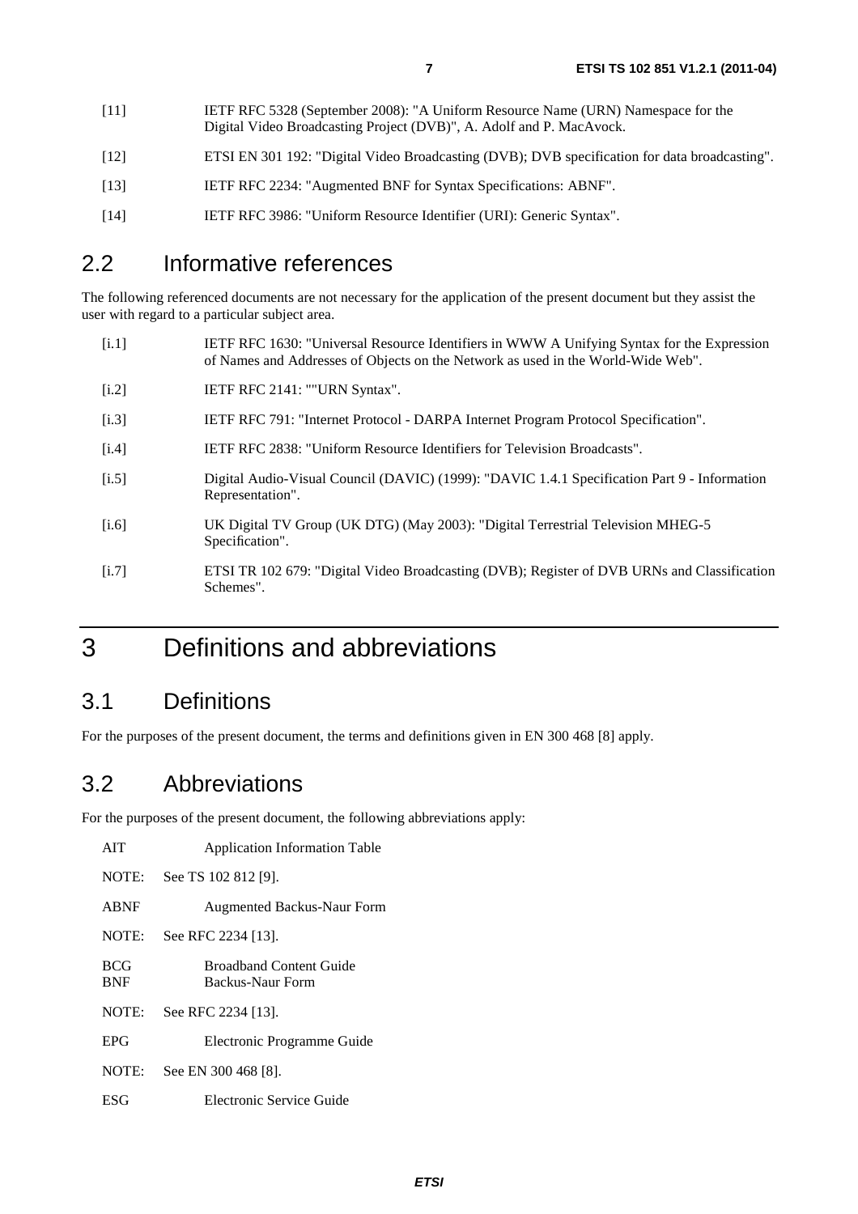[11] IETF RFC 5328 (September 2008): "A Uniform Resource Name (URN) Namespace for the Digital Video Broadcasting Project (DVB)", A. Adolf and P. MacAvock.

[12] ETSI EN 301 192: "Digital Video Broadcasting (DVB); DVB specification for data broadcasting".

[13] IETF RFC 2234: "Augmented BNF for Syntax Specifications: ABNF".

[14] IETF RFC 3986: "Uniform Resource Identifier (URI): Generic Syntax".

## 2.2 Informative references

The following referenced documents are not necessary for the application of the present document but they assist the user with regard to a particular subject area.

[i.1] IETF RFC 1630: "Universal Resource Identifiers in WWW A Unifying Syntax for the Expression of Names and Addresses of Objects on the Network as used in the World-Wide Web".

[i.2] IETF RFC 2141: ""URN Syntax".

[i.3] IETF RFC 791: "Internet Protocol - DARPA Internet Program Protocol Specification".

[i.4] IETF RFC 2838: "Uniform Resource Identifiers for Television Broadcasts".

[i.5] Digital Audio-Visual Council (DAVIC) (1999): "DAVIC 1.4.1 Specification Part 9 - Information Representation".

[i.6] UK Digital TV Group (UK DTG) (May 2003): "Digital Terrestrial Television MHEG-5 Specification".

[i.7] ETSI TR 102 679: "Digital Video Broadcasting (DVB); Register of DVB URNs and Classification Schemes".

# 3 Definitions and abbreviations

## 3.1 Definitions

For the purposes of the present document, the terms and definitions given in EN 300 468 [8] apply.

## 3.2 Abbreviations

For the purposes of the present document, the following abbreviations apply:

AIT Application Information Table

NOTE: See TS 102 812 [9].

ABNF Augmented Backus-Naur Form

NOTE: See RFC 2234 [13].

BCG Broadband Content Guide
BNF Backus-Naur Form

NOTE: See RFC 2234 [13].

EPG Electronic Programme Guide

NOTE: See EN 300 468 [8].

ESG Electronic Service Guide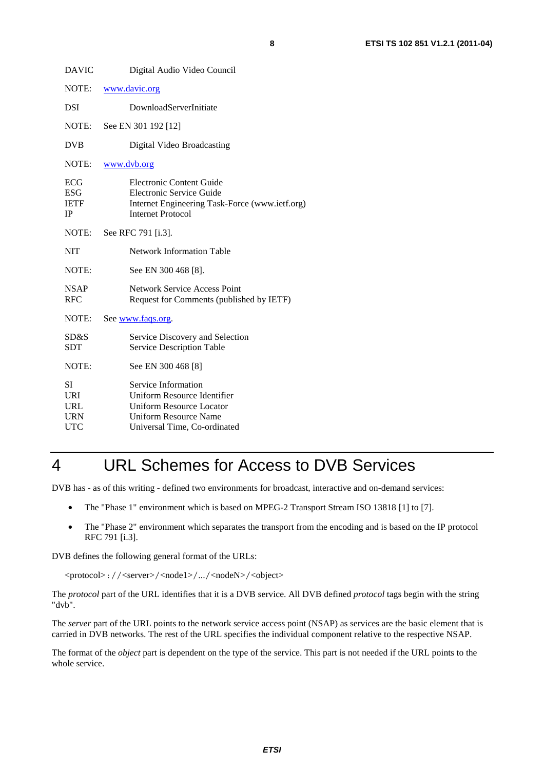DAVIC	Digital Audio Video Council

NOTE:	www.davic.org

DSI	DownloadServerInitiate

NOTE:	See EN 301 192 [12]

DVB	Digital Video Broadcasting

NOTE:	www.dvb.org

ECG	Electronic Content Guide
ESG	Electronic Service Guide
IETF	Internet Engineering Task-Force (www.ietf.org)
IP	Internet Protocol

NOTE:	See RFC 791 [i.3].

NIT	Network Information Table

NOTE:	See EN 300 468 [8].

NSAP	Network Service Access Point
RFC	Request for Comments (published by IETF)

NOTE:	See www.faqs.org.

SD&S	Service Discovery and Selection
SDT	Service Description Table

NOTE:	See EN 300 468 [8]

SI	Service Information
URI	Uniform Resource Identifier
URL	Uniform Resource Locator
URN	Uniform Resource Name
UTC	Universal Time, Co-ordinated

# 4 URL Schemes for Access to DVB Services

DVB has - as of this writing - defined two environments for broadcast, interactive and on-demand services:

- The "Phase 1" environment which is based on MPEG-2 Transport Stream ISO 13818 [1] to [7].
- The "Phase 2" environment which separates the transport from the encoding and is based on the IP protocol RFC 791 [i.3].

DVB defines the following general format of the URLs:

<protocol>://<server>/<node1>/.../<nodeN>/<object>

The *protocol* part of the URL identifies that it is a DVB service. All DVB defined *protocol* tags begin with the string "dvb".

The *server* part of the URL points to the network service access point (NSAP) as services are the basic element that is carried in DVB networks. The rest of the URL specifies the individual component relative to the respective NSAP.

The format of the *object* part is dependent on the type of the service. This part is not needed if the URL points to the whole service.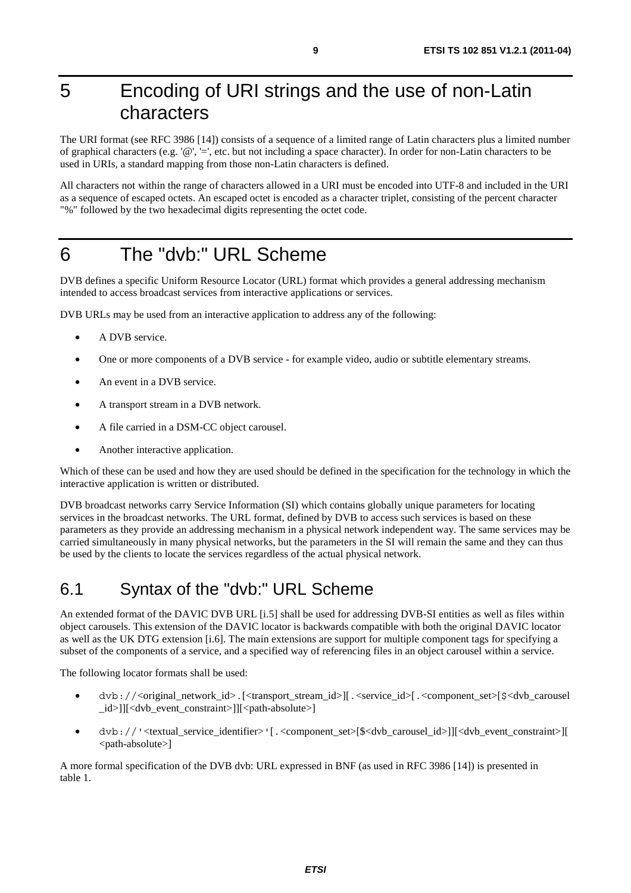# 5 Encoding of URI strings and the use of non-Latin characters

The URI format (see RFC 3986 [14]) consists of a sequence of a limited range of Latin characters plus a limited number of graphical characters (e.g. '@', '=', etc. but not including a space character). In order for non-Latin characters to be used in URIs, a standard mapping from those non-Latin characters is defined.

All characters not within the range of characters allowed in a URI must be encoded into UTF-8 and included in the URI as a sequence of escaped octets. An escaped octet is encoded as a character triplet, consisting of the percent character "%" followed by the two hexadecimal digits representing the octet code.

# 6 The "dvb:" URL Scheme

DVB defines a specific Uniform Resource Locator (URL) format which provides a general addressing mechanism intended to access broadcast services from interactive applications or services.

DVB URLs may be used from an interactive application to address any of the following:

- A DVB service.
- One or more components of a DVB service - for example video, audio or subtitle elementary streams.
- An event in a DVB service.
- A transport stream in a DVB network.
- A file carried in a DSM-CC object carousel.
- Another interactive application.

Which of these can be used and how they are used should be defined in the specification for the technology in which the interactive application is written or distributed.

DVB broadcast networks carry Service Information (SI) which contains globally unique parameters for locating services in the broadcast networks. The URL format, defined by DVB to access such services is based on these parameters as they provide an addressing mechanism in a physical network independent way. The same services may be carried simultaneously in many physical networks, but the parameters in the SI will remain the same and they can thus be used by the clients to locate the services regardless of the actual physical network.

## 6.1 Syntax of the "dvb:" URL Scheme

An extended format of the DAVIC DVB URL [i.5] shall be used for addressing DVB-SI entities as well as files within object carousels. This extension of the DAVIC locator is backwards compatible with both the original DAVIC locator as well as the UK DTG extension [i.6]. The main extensions are support for multiple component tags for specifying a subset of the components of a service, and a specified way of referencing files in an object carousel within a service.

The following locator formats shall be used:

- `dvb://`<original_network_id>`.`[<transport_stream_id>][`.`<service_id>[`.`<component_set>[`$`<dvb_carousel_id>]][<dvb_event_constraint>]][<path-absolute>]
- `dvb://'`<textual_service_identifier>`'`[`.`<component_set>[$<dvb_carousel_id>]][<dvb_event_constraint>][<path-absolute>]

A more formal specification of the DVB dvb: URL expressed in BNF (as used in RFC 3986 [14]) is presented in table 1.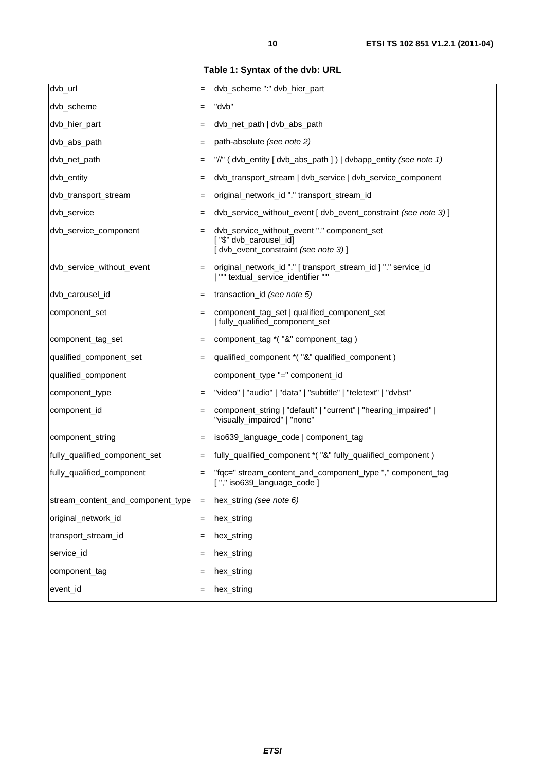**Table 1: Syntax of the dvb: URL**

| | | |
|---|---|---|
| dvb_url | = | dvb_scheme ":" dvb_hier_part |
| dvb_scheme | = | "dvb" |
| dvb_hier_part | = | dvb_net_path \| dvb_abs_path |
| dvb_abs_path | = | path-absolute *(see note 2)* |
| dvb_net_path | = | "//" ( dvb_entity [ dvb_abs_path ] ) \| dvbapp_entity *(see note 1)* |
| dvb_entity | = | dvb_transport_stream \| dvb_service \| dvb_service_component |
| dvb_transport_stream | = | original_network_id "." transport_stream_id |
| dvb_service | = | dvb_service_without_event [ dvb_event_constraint *(see note 3)* ] |
| dvb_service_component | = | dvb_service_without_event "." component_set [ "$" dvb_carousel_id] [ dvb_event_constraint *(see note 3)* ] |
| dvb_service_without_event | = | original_network_id "." [ transport_stream_id ] "." service_id \| "'" textual_service_identifier "'" |
| dvb_carousel_id | = | transaction_id *(see note 5)* |
| component_set | = | component_tag_set \| qualified_component_set \| fully_qualified_component_set |
| component_tag_set | = | component_tag *( "&" component_tag ) |
| qualified_component_set | = | qualified_component *( "&" qualified_component ) |
| qualified_component | | component_type "=" component_id |
| component_type | = | "video" \| "audio" \| "data" \| "subtitle" \| "teletext" \| "dvbst" |
| component_id | = | component_string \| "default" \| "current" \| "hearing_impaired" \| "visually_impaired" \| "none" |
| component_string | = | iso639_language_code \| component_tag |
| fully_qualified_component_set | = | fully_qualified_component *( "&" fully_qualified_component ) |
| fully_qualified_component | = | "fqc=" stream_content_and_component_type "," component_tag [ "," iso639_language_code ] |
| stream_content_and_component_type | = | hex_string *(see note 6)* |
| original_network_id | = | hex_string |
| transport_stream_id | = | hex_string |
| service_id | = | hex_string |
| component_tag | = | hex_string |
| event_id | = | hex_string |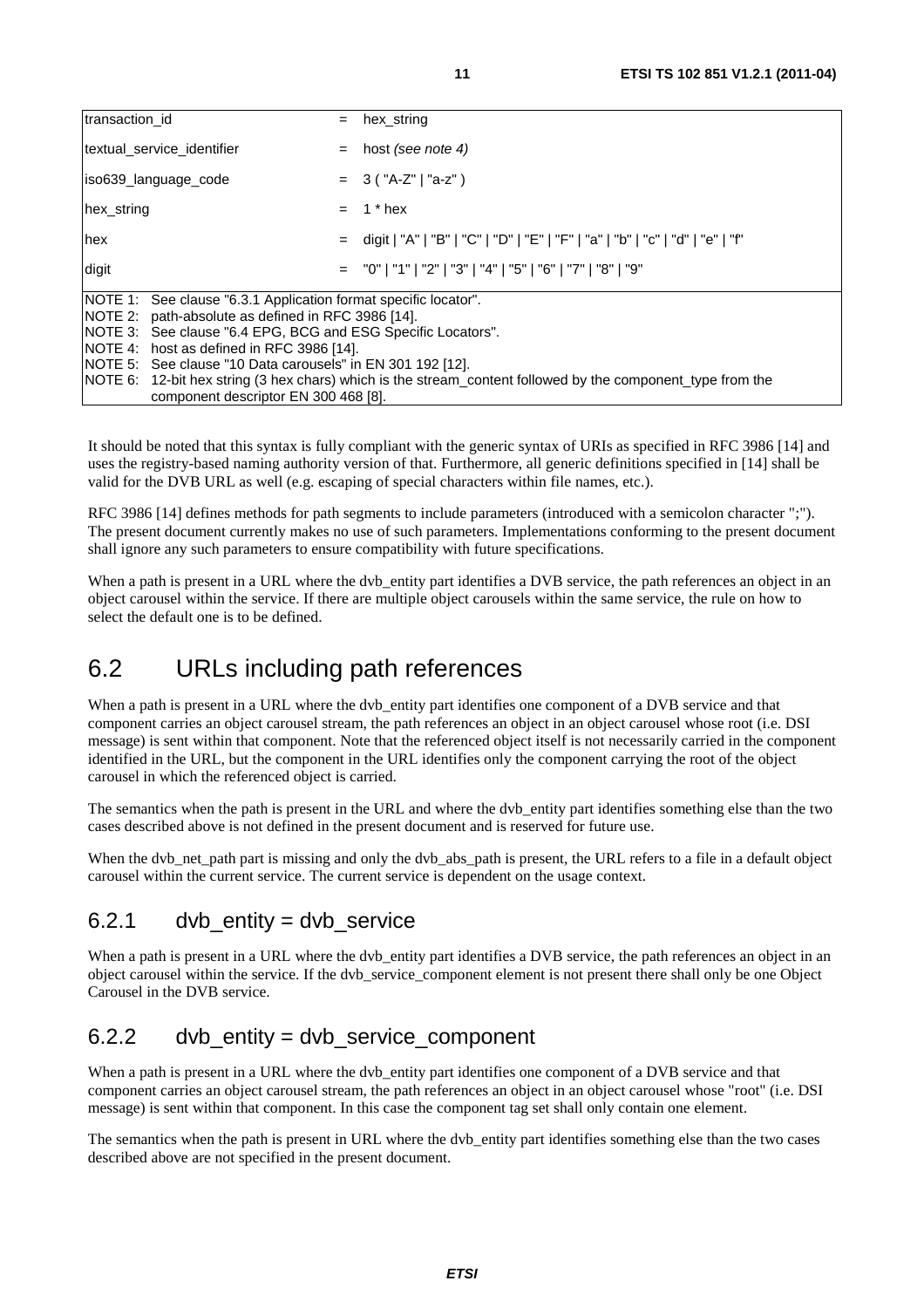| | | |
|---|---|---|
| transaction_id | = | hex_string |
| textual_service_identifier | = | host *(see note 4)* |
| iso639_language_code | = | 3 ( "A-Z" \| "a-z" ) |
| hex_string | = | 1 * hex |
| hex | = | digit \| "A" \| "B" \| "C" \| "D" \| "E" \| "F" \| "a" \| "b" \| "c" \| "d" \| "e" \| "f" |
| digit | = | "0" \| "1" \| "2" \| "3" \| "4" \| "5" \| "6" \| "7" \| "8" \| "9" |

NOTE 1: See clause "6.3.1 Application format specific locator".
NOTE 2: path-absolute as defined in RFC 3986 [14].
NOTE 3: See clause "6.4 EPG, BCG and ESG Specific Locators".
NOTE 4: host as defined in RFC 3986 [14].
NOTE 5: See clause "10 Data carousels" in EN 301 192 [12].
NOTE 6: 12-bit hex string (3 hex chars) which is the stream_content followed by the component_type from the component descriptor EN 300 468 [8].

It should be noted that this syntax is fully compliant with the generic syntax of URIs as specified in RFC 3986 [14] and uses the registry-based naming authority version of that. Furthermore, all generic definitions specified in [14] shall be valid for the DVB URL as well (e.g. escaping of special characters within file names, etc.).

RFC 3986 [14] defines methods for path segments to include parameters (introduced with a semicolon character ";"). The present document currently makes no use of such parameters. Implementations conforming to the present document shall ignore any such parameters to ensure compatibility with future specifications.

When a path is present in a URL where the dvb_entity part identifies a DVB service, the path references an object in an object carousel within the service. If there are multiple object carousels within the same service, the rule on how to select the default one is to be defined.

# 6.2 URLs including path references

When a path is present in a URL where the dvb_entity part identifies one component of a DVB service and that component carries an object carousel stream, the path references an object in an object carousel whose root (i.e. DSI message) is sent within that component. Note that the referenced object itself is not necessarily carried in the component identified in the URL, but the component in the URL identifies only the component carrying the root of the object carousel in which the referenced object is carried.

The semantics when the path is present in the URL and where the dvb_entity part identifies something else than the two cases described above is not defined in the present document and is reserved for future use.

When the dvb_net_path part is missing and only the dvb_abs_path is present, the URL refers to a file in a default object carousel within the current service. The current service is dependent on the usage context.

## 6.2.1 dvb_entity = dvb_service

When a path is present in a URL where the dvb_entity part identifies a DVB service, the path references an object in an object carousel within the service. If the dvb_service_component element is not present there shall only be one Object Carousel in the DVB service.

## 6.2.2 dvb_entity = dvb_service_component

When a path is present in a URL where the dvb_entity part identifies one component of a DVB service and that component carries an object carousel stream, the path references an object in an object carousel whose "root" (i.e. DSI message) is sent within that component. In this case the component tag set shall only contain one element.

The semantics when the path is present in URL where the dvb_entity part identifies something else than the two cases described above are not specified in the present document.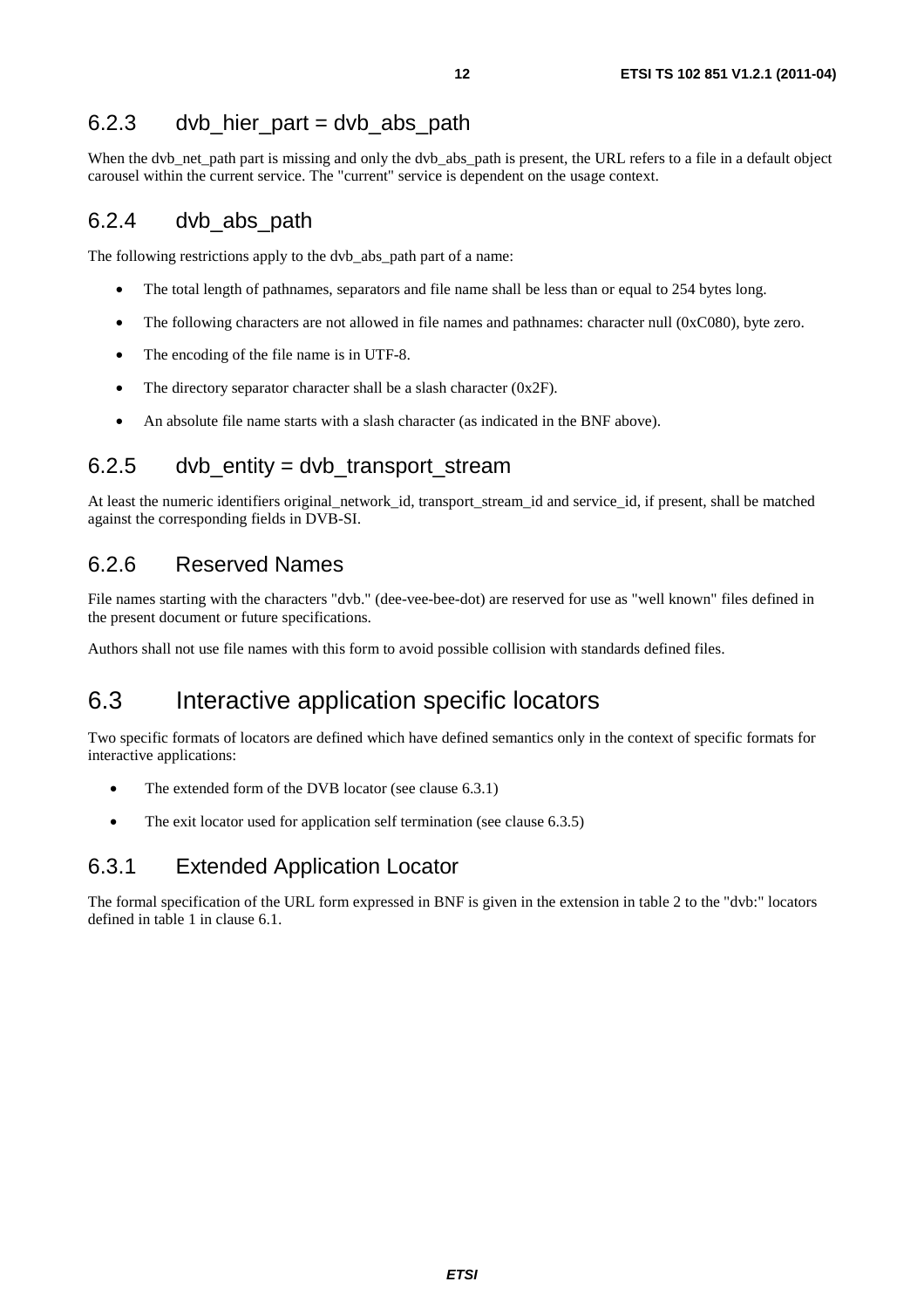### 6.2.3 dvb_hier_part = dvb_abs_path

When the dvb_net_path part is missing and only the dvb_abs_path is present, the URL refers to a file in a default object carousel within the current service. The "current" service is dependent on the usage context.

### 6.2.4 dvb_abs_path

The following restrictions apply to the dvb_abs_path part of a name:

- The total length of pathnames, separators and file name shall be less than or equal to 254 bytes long.
- The following characters are not allowed in file names and pathnames: character null (0xC080), byte zero.
- The encoding of the file name is in UTF-8.
- The directory separator character shall be a slash character (0x2F).
- An absolute file name starts with a slash character (as indicated in the BNF above).

### 6.2.5 dvb_entity = dvb_transport_stream

At least the numeric identifiers original_network_id, transport_stream_id and service_id, if present, shall be matched against the corresponding fields in DVB-SI.

### 6.2.6 Reserved Names

File names starting with the characters "dvb." (dee-vee-bee-dot) are reserved for use as "well known" files defined in the present document or future specifications.

Authors shall not use file names with this form to avoid possible collision with standards defined files.

## 6.3 Interactive application specific locators

Two specific formats of locators are defined which have defined semantics only in the context of specific formats for interactive applications:

- The extended form of the DVB locator (see clause 6.3.1)
- The exit locator used for application self termination (see clause 6.3.5)

### 6.3.1 Extended Application Locator

The formal specification of the URL form expressed in BNF is given in the extension in table 2 to the "dvb:" locators defined in table 1 in clause 6.1.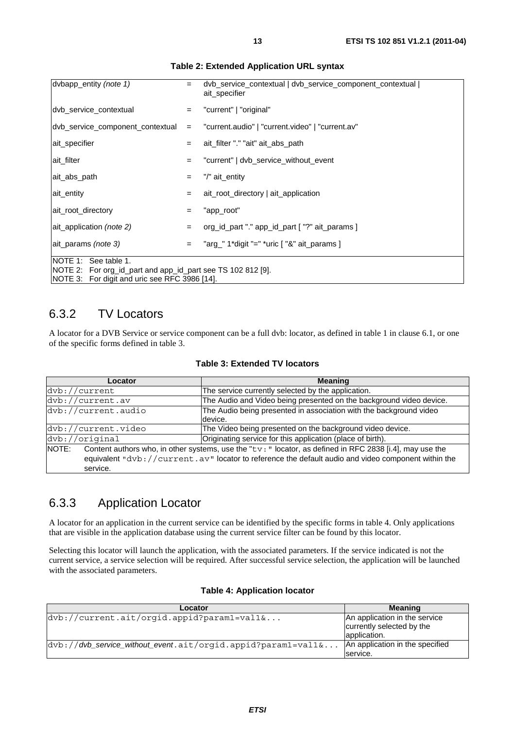**Table 2: Extended Application URL syntax**

| | | |
|---|---|---|
| dvbapp_entity *(note 1)* | = | dvb_service_contextual \| dvb_service_component_contextual \| ait_specifier |
| dvb_service_contextual | = | "current" \| "original" |
| dvb_service_component_contextual | = | "current.audio" \| "current.video" \| "current.av" |
| ait_specifier | = | ait_filter "." "ait" ait_abs_path |
| ait_filter | = | "current" \| dvb_service_without_event |
| ait_abs_path | = | "/" ait_entity |
| ait_entity | = | ait_root_directory \| ait_application |
| ait_root_directory | = | "app_root" |
| ait_application *(note 2)* | = | org_id_part "." app_id_part [ "?" ait_params ] |
| ait_params *(note 3)* | = | "arg_" 1*digit "=" *uric [ "&" ait_params ] |
| NOTE 1: See table 1.<br>NOTE 2: For org_id_part and app_id_part see TS 102 812 [9].<br>NOTE 3: For digit and uric see RFC 3986 [14]. | | |

## 6.3.2 TV Locators

A locator for a DVB Service or service component can be a full dvb: locator, as defined in table 1 in clause 6.1, or one of the specific forms defined in table 3.

**Table 3: Extended TV locators**

| Locator | Meaning |
|---|---|
| `dvb://current` | The service currently selected by the application. |
| `dvb://current.av` | The Audio and Video being presented on the background video device. |
| `dvb://current.audio` | The Audio being presented in association with the background video device. |
| `dvb://current.video` | The Video being presented on the background video device. |
| `dvb://original` | Originating service for this application (place of birth). |
| NOTE: Content authors who, in other systems, use the "`tv:`" locator, as defined in RFC 2838 [i.4], may use the equivalent "`dvb://current.av`" locator to reference the default audio and video component within the service. | |

## 6.3.3 Application Locator

A locator for an application in the current service can be identified by the specific forms in table 4. Only applications that are visible in the application database using the current service filter can be found by this locator.

Selecting this locator will launch the application, with the associated parameters. If the service indicated is not the current service, a service selection will be required. After successful service selection, the application will be launched with the associated parameters.

**Table 4: Application locator**

| Locator | Meaning |
|---|---|
| `dvb://current.ait/orgid.appid?param1=val1&...` | An application in the service currently selected by the application. |
| `dvb://`*dvb_service_without_event*`.ait/orgid.appid?param1=val1&...` | An application in the specified service. |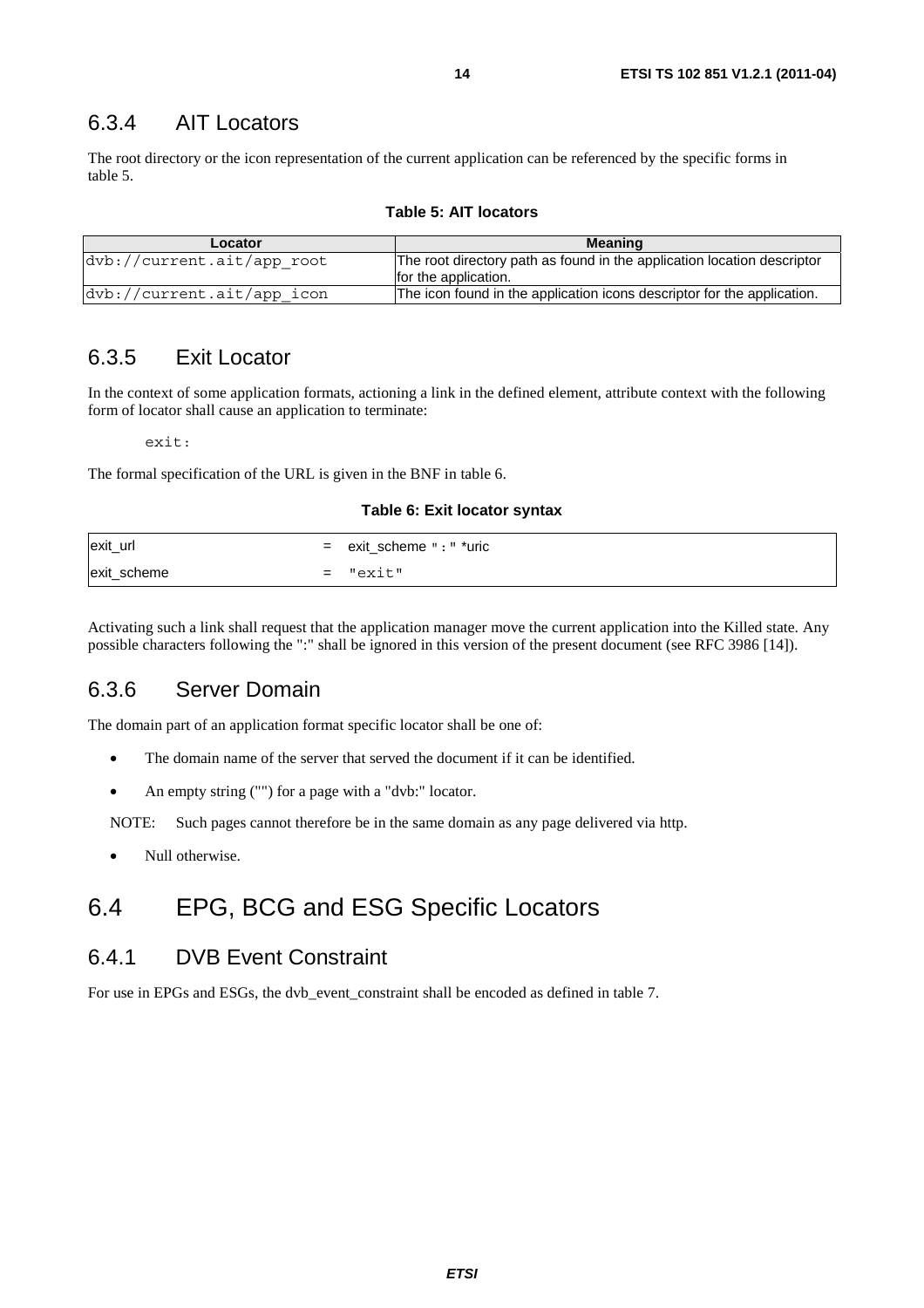### 6.3.4 AIT Locators

The root directory or the icon representation of the current application can be referenced by the specific forms in table 5.

**Table 5: AIT locators**

| Locator | Meaning |
| --- | --- |
| dvb://current.ait/app_root | The root directory path as found in the application location descriptor for the application. |
| dvb://current.ait/app_icon | The icon found in the application icons descriptor for the application. |

### 6.3.5 Exit Locator

In the context of some application formats, actioning a link in the defined element, attribute context with the following form of locator shall cause an application to terminate:

```
exit:
```

The formal specification of the URL is given in the BNF in table 6.

**Table 6: Exit locator syntax**

| | |
| --- | --- |
| exit_url | = exit_scheme ":" *uric |
| exit_scheme | = "exit" |

Activating such a link shall request that the application manager move the current application into the Killed state. Any possible characters following the ":" shall be ignored in this version of the present document (see RFC 3986 [14]).

### 6.3.6 Server Domain

The domain part of an application format specific locator shall be one of:

- The domain name of the server that served the document if it can be identified.
- An empty string ("") for a page with a "dvb:" locator.

NOTE: Such pages cannot therefore be in the same domain as any page delivered via http.

- Null otherwise.

## 6.4 EPG, BCG and ESG Specific Locators

### 6.4.1 DVB Event Constraint

For use in EPGs and ESGs, the dvb_event_constraint shall be encoded as defined in table 7.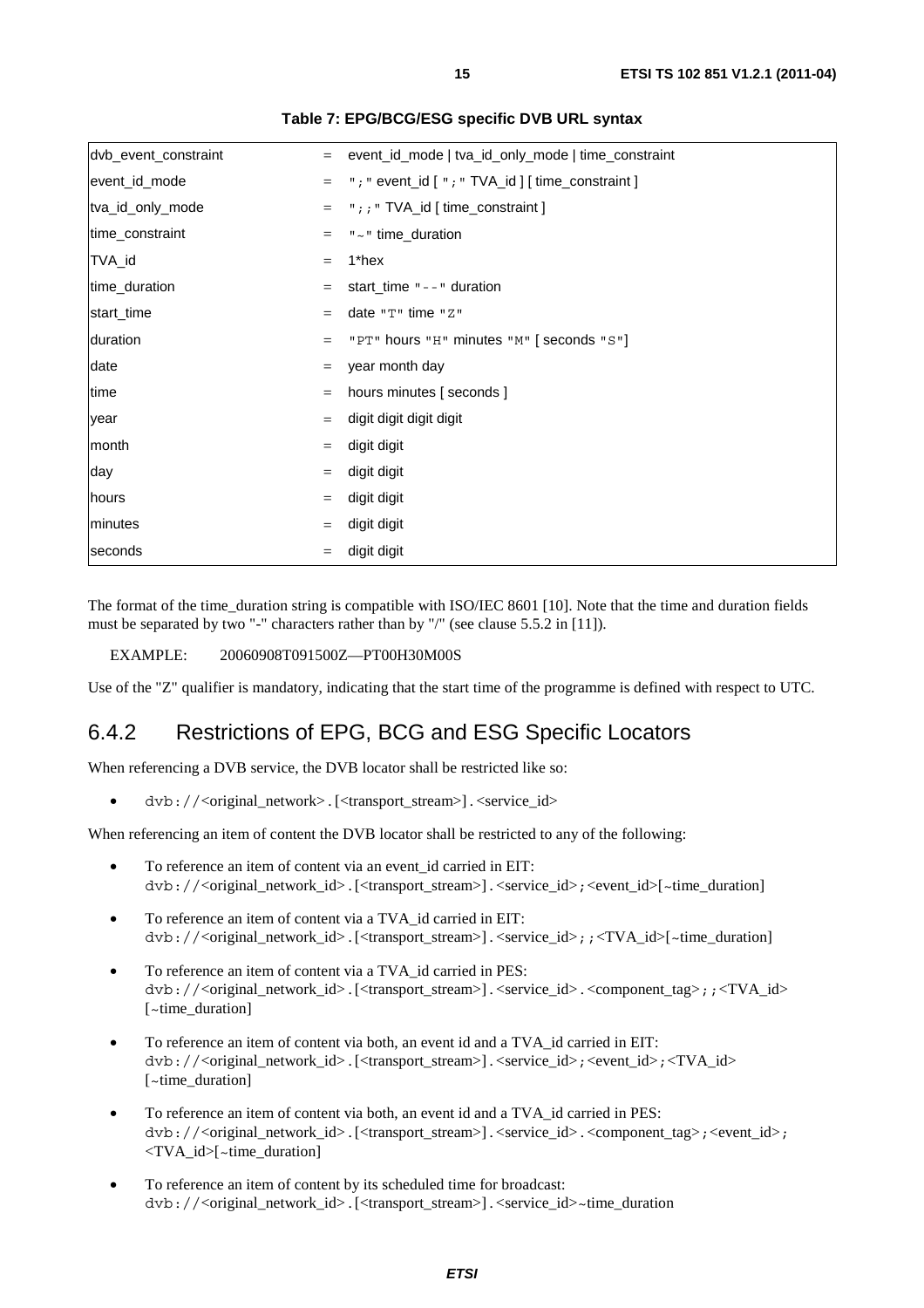**Table 7: EPG/BCG/ESG specific DVB URL syntax**

| | | |
|---|---|---|
| dvb_event_constraint | = | event_id_mode \| tva_id_only_mode \| time_constraint |
| event_id_mode | = | ";" event_id [ ";" TVA_id ] [ time_constraint ] |
| tva_id_only_mode | = | ";;" TVA_id [ time_constraint ] |
| time_constraint | = | "~" time_duration |
| TVA_id | = | 1*hex |
| time_duration | = | start_time "--" duration |
| start_time | = | date "T" time "Z" |
| duration | = | "PT" hours "H" minutes "M" [ seconds "S"] |
| date | = | year month day |
| time | = | hours minutes [ seconds ] |
| year | = | digit digit digit digit |
| month | = | digit digit |
| day | = | digit digit |
| hours | = | digit digit |
| minutes | = | digit digit |
| seconds | = | digit digit |

The format of the time_duration string is compatible with ISO/IEC 8601 [10]. Note that the time and duration fields must be separated by two "-" characters rather than by "/" (see clause 5.5.2 in [11]).

EXAMPLE: 20060908T091500Z—PT00H30M00S

Use of the "Z" qualifier is mandatory, indicating that the start time of the programme is defined with respect to UTC.

## 6.4.2 Restrictions of EPG, BCG and ESG Specific Locators

When referencing a DVB service, the DVB locator shall be restricted like so:

- dvb://<original_network>.[<transport_stream>].<service_id>

When referencing an item of content the DVB locator shall be restricted to any of the following:

- To reference an item of content via an event_id carried in EIT:
  dvb://<original_network_id>.[<transport_stream>].<service_id>;<event_id>[~time_duration]
- To reference an item of content via a TVA_id carried in EIT:
  dvb://<original_network_id>.[<transport_stream>].<service_id>;;<TVA_id>[~time_duration]
- To reference an item of content via a TVA_id carried in PES:
  dvb://<original_network_id>.[<transport_stream>].<service_id>.<component_tag>;;<TVA_id> [~time_duration]
- To reference an item of content via both, an event id and a TVA_id carried in EIT:
  dvb://<original_network_id>.[<transport_stream>].<service_id>;<event_id>;<TVA_id> [~time_duration]
- To reference an item of content via both, an event id and a TVA_id carried in PES:
  dvb://<original_network_id>.[<transport_stream>].<service_id>.<component_tag>;<event_id>; <TVA_id>[~time_duration]
- To reference an item of content by its scheduled time for broadcast:
  dvb://<original_network_id>.[<transport_stream>].<service_id>~time_duration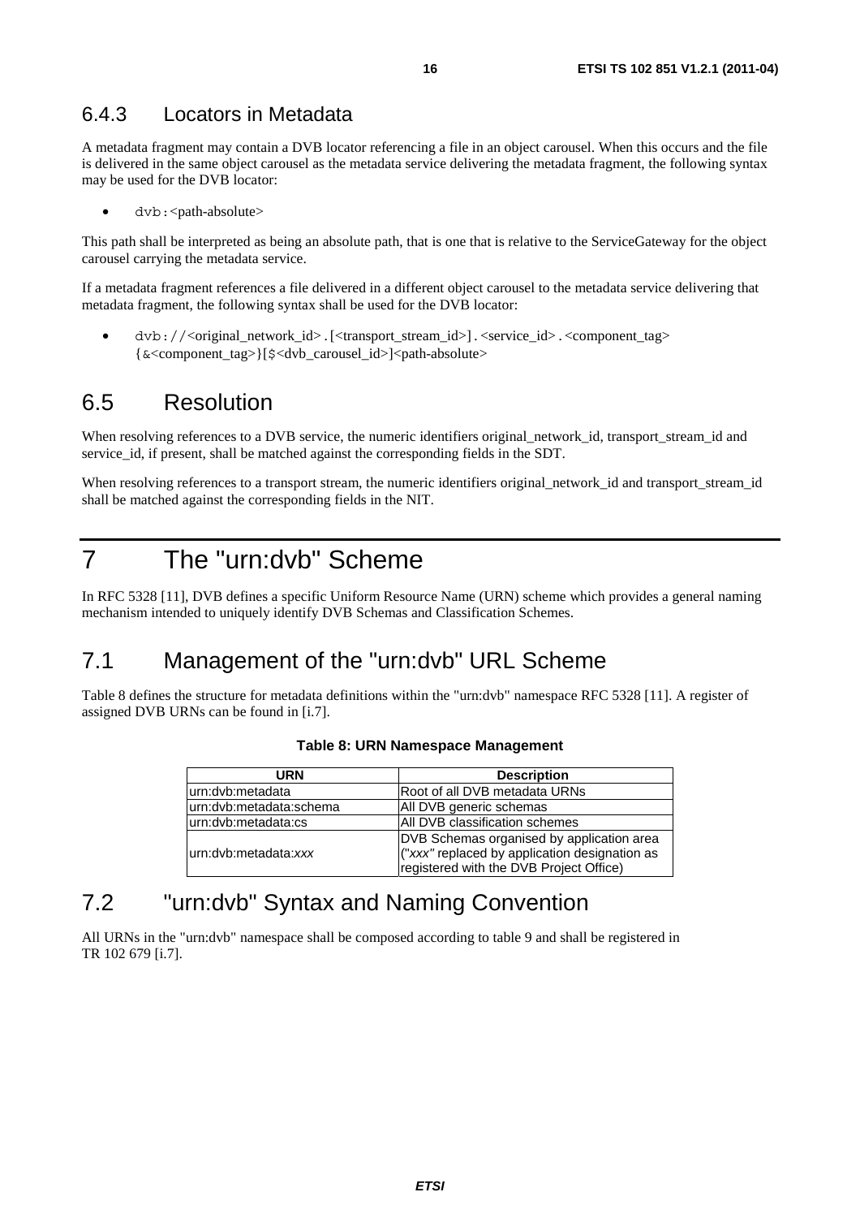### 6.4.3 Locators in Metadata

A metadata fragment may contain a DVB locator referencing a file in an object carousel. When this occurs and the file is delivered in the same object carousel as the metadata service delivering the metadata fragment, the following syntax may be used for the DVB locator:

- `dvb:`<path-absolute>

This path shall be interpreted as being an absolute path, that is one that is relative to the ServiceGateway for the object carousel carrying the metadata service.

If a metadata fragment references a file delivered in a different object carousel to the metadata service delivering that metadata fragment, the following syntax shall be used for the DVB locator:

- `dvb://`<original_network_id>`.`[<transport_stream_id>]`.`<service_id>`.`<component_tag> {`&`<component_tag>}[`$`<dvb_carousel_id>]<path-absolute>

## 6.5 Resolution

When resolving references to a DVB service, the numeric identifiers original_network_id, transport_stream_id and service_id, if present, shall be matched against the corresponding fields in the SDT.

When resolving references to a transport stream, the numeric identifiers original_network_id and transport_stream_id shall be matched against the corresponding fields in the NIT.

# 7 The "urn:dvb" Scheme

In RFC 5328 [11], DVB defines a specific Uniform Resource Name (URN) scheme which provides a general naming mechanism intended to uniquely identify DVB Schemas and Classification Schemes.

## 7.1 Management of the "urn:dvb" URL Scheme

Table 8 defines the structure for metadata definitions within the "urn:dvb" namespace RFC 5328 [11]. A register of assigned DVB URNs can be found in [i.7].

**Table 8: URN Namespace Management**

| URN | Description |
|---|---|
| urn:dvb:metadata | Root of all DVB metadata URNs |
| urn:dvb:metadata:schema | All DVB generic schemas |
| urn:dvb:metadata:cs | All DVB classification schemes |
| urn:dvb:metadata:*xxx* | DVB Schemas organised by application area ("*xxx*" replaced by application designation as registered with the DVB Project Office) |

## 7.2 "urn:dvb" Syntax and Naming Convention

All URNs in the "urn:dvb" namespace shall be composed according to table 9 and shall be registered in TR 102 679 [i.7].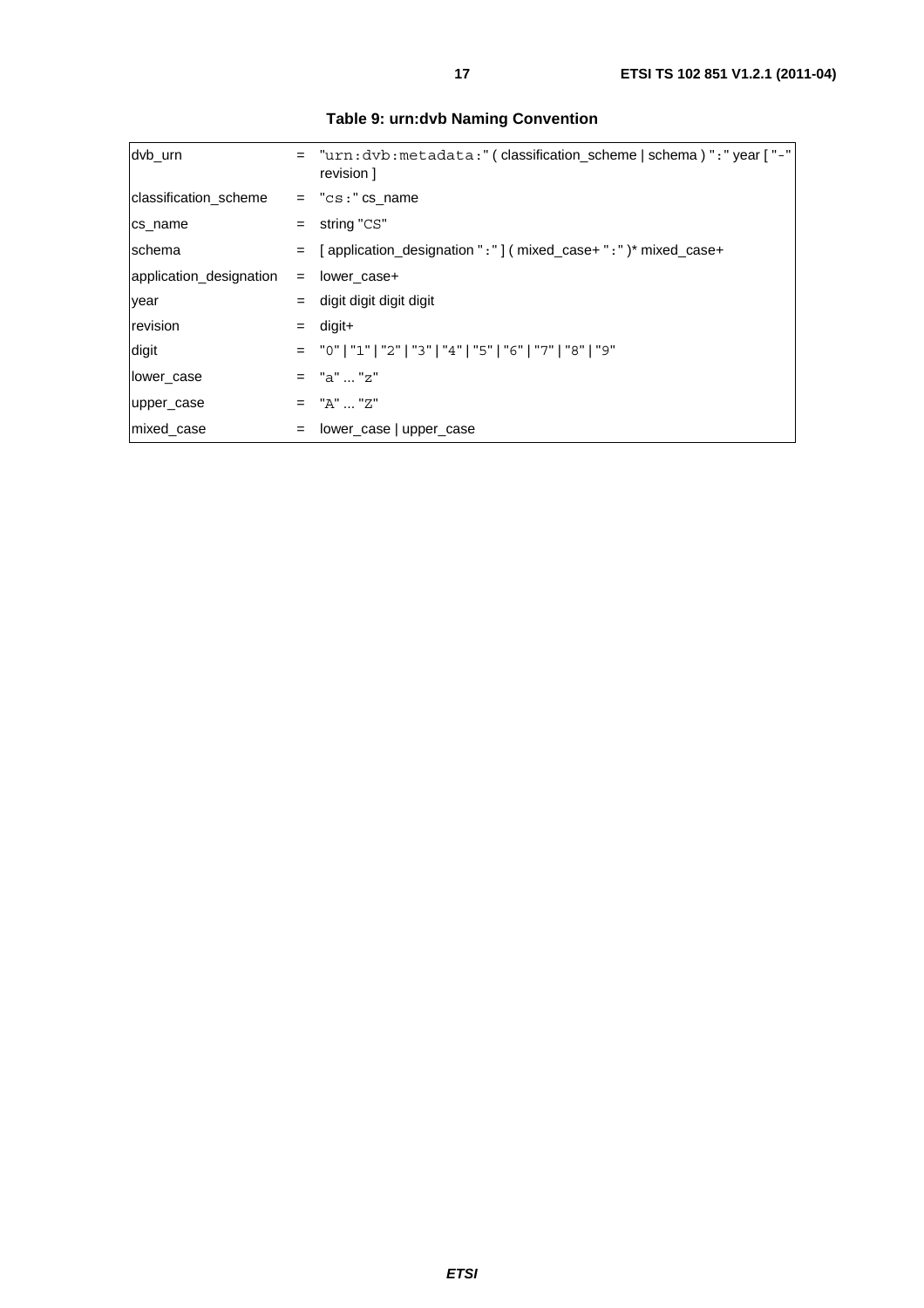**Table 9: urn:dvb Naming Convention**

| | | |
|---|---|---|
| dvb_urn | = | "urn:dvb:metadata:" ( classification_scheme \| schema ) ":" year [ "-" revision ] |
| classification_scheme | = | "cs:" cs_name |
| cs_name | = | string "CS" |
| schema | = | [ application_designation ":" ] ( mixed_case+ ":" )* mixed_case+ |
| application_designation | = | lower_case+ |
| year | = | digit digit digit digit |
| revision | = | digit+ |
| digit | = | "0" \| "1" \| "2" \| "3" \| "4" \| "5" \| "6" \| "7" \| "8" \| "9" |
| lower_case | = | "a" ... "z" |
| upper_case | = | "A" ... "Z" |
| mixed_case | = | lower_case \| upper_case |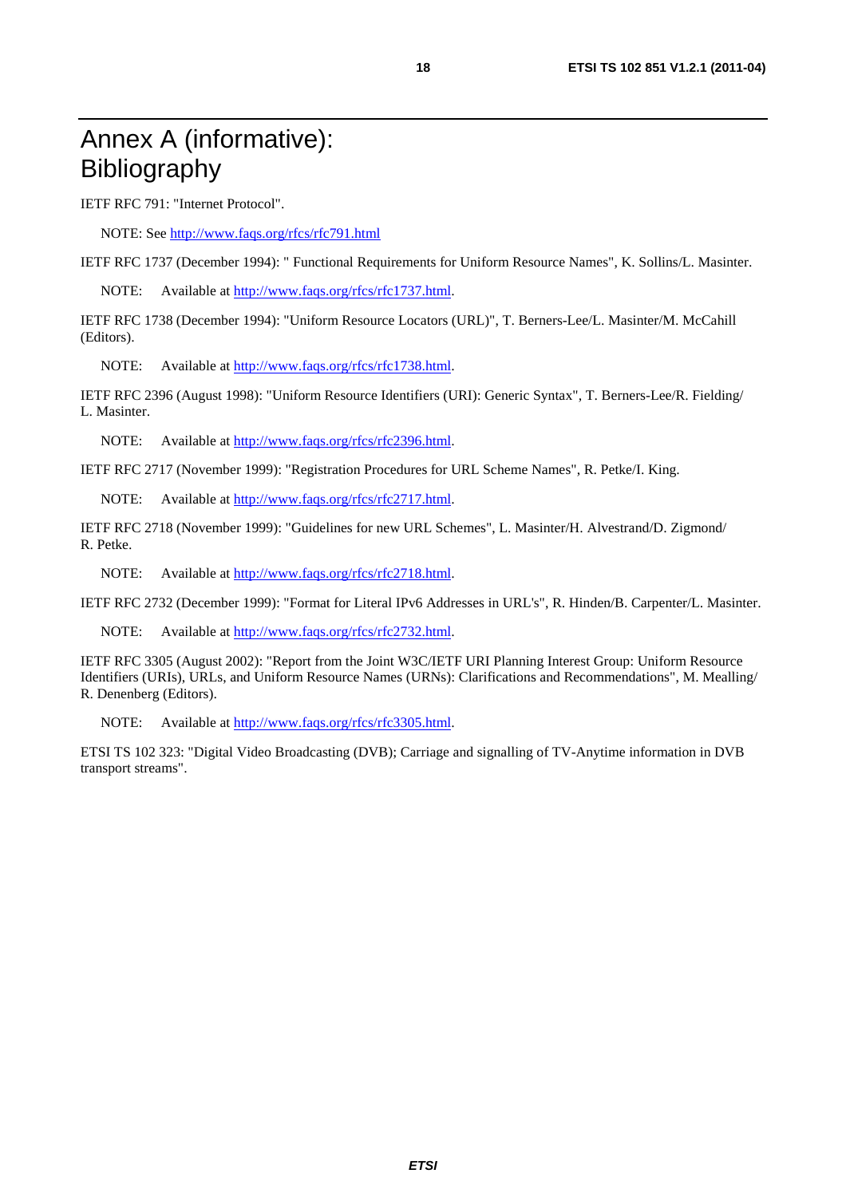# Annex A (informative): Bibliography

IETF RFC 791: "Internet Protocol".

NOTE: See http://www.faqs.org/rfcs/rfc791.html

IETF RFC 1737 (December 1994): " Functional Requirements for Uniform Resource Names", K. Sollins/L. Masinter.

NOTE: Available at http://www.faqs.org/rfcs/rfc1737.html.

IETF RFC 1738 (December 1994): "Uniform Resource Locators (URL)", T. Berners-Lee/L. Masinter/M. McCahill (Editors).

NOTE: Available at http://www.faqs.org/rfcs/rfc1738.html.

IETF RFC 2396 (August 1998): "Uniform Resource Identifiers (URI): Generic Syntax", T. Berners-Lee/R. Fielding/ L. Masinter.

NOTE: Available at http://www.faqs.org/rfcs/rfc2396.html.

IETF RFC 2717 (November 1999): "Registration Procedures for URL Scheme Names", R. Petke/I. King.

NOTE: Available at http://www.faqs.org/rfcs/rfc2717.html.

IETF RFC 2718 (November 1999): "Guidelines for new URL Schemes", L. Masinter/H. Alvestrand/D. Zigmond/ R. Petke.

NOTE: Available at http://www.faqs.org/rfcs/rfc2718.html.

IETF RFC 2732 (December 1999): "Format for Literal IPv6 Addresses in URL's", R. Hinden/B. Carpenter/L. Masinter.

NOTE: Available at http://www.faqs.org/rfcs/rfc2732.html.

IETF RFC 3305 (August 2002): "Report from the Joint W3C/IETF URI Planning Interest Group: Uniform Resource Identifiers (URIs), URLs, and Uniform Resource Names (URNs): Clarifications and Recommendations", M. Mealling/ R. Denenberg (Editors).

NOTE: Available at http://www.faqs.org/rfcs/rfc3305.html.

ETSI TS 102 323: "Digital Video Broadcasting (DVB); Carriage and signalling of TV-Anytime information in DVB transport streams".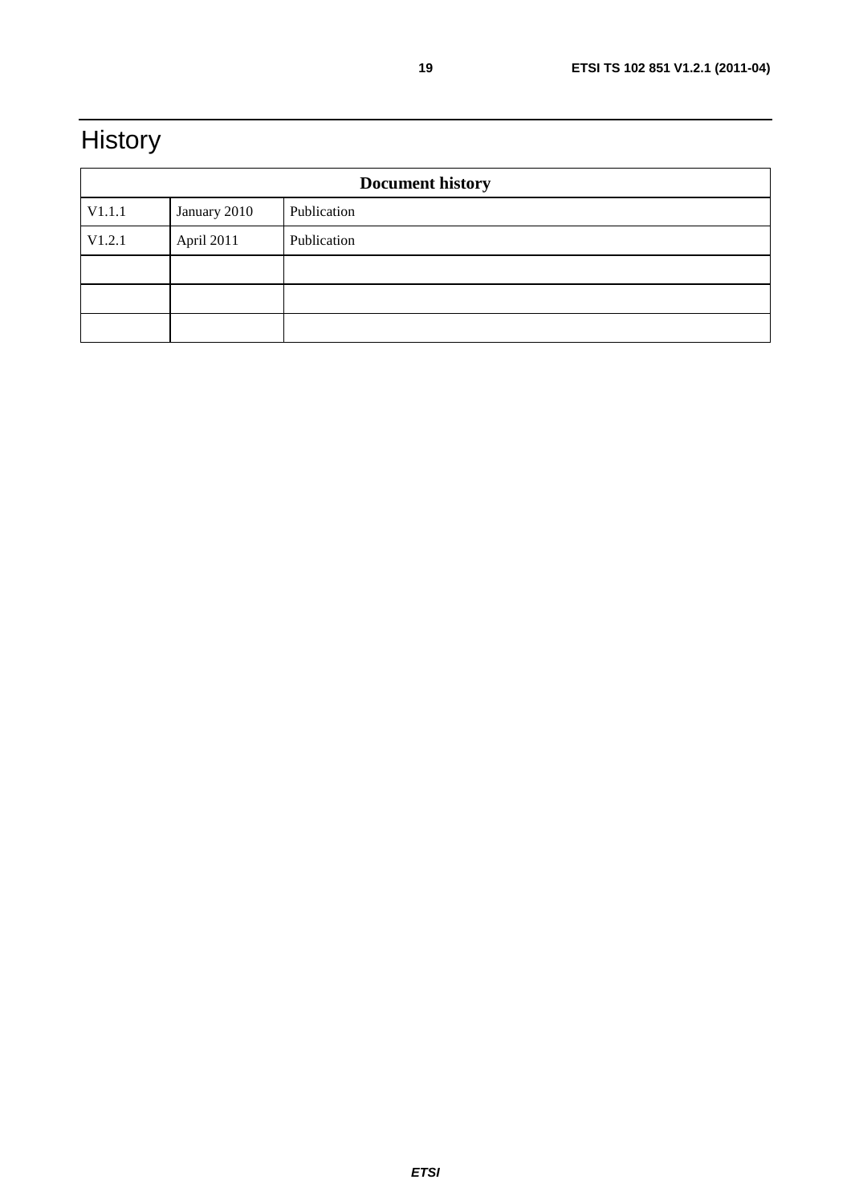# History

| Document history | | |
|---|---|---|
| V1.1.1 | January 2010 | Publication |
| V1.2.1 | April 2011 | Publication |
| | | |
| | | |
| | | |